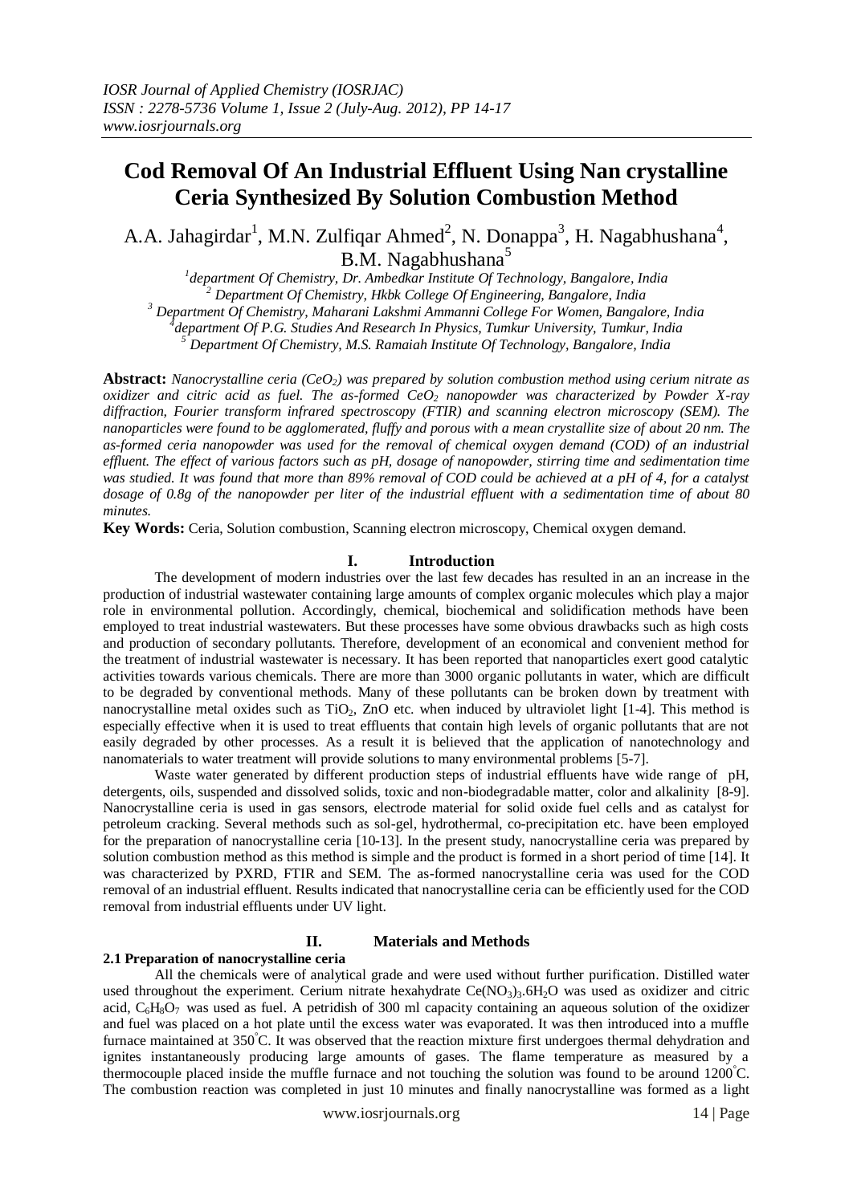# Cod Removal Of An Industrial Effluent Using Nan crystalline Ceria Synthesized By Solution Combustion Method

A.A. Jahagirdar[1], M.N. Zulfiqar Ahmed[2], N. Donappa[3], H. Nagabhushana[4], B.M. Nagabhushana[5]

[1]department Of Chemistry, Dr. Ambedkar Institute Of Technology, Bangalore, India
[2] Department Of Chemistry, Hkbk College Of Engineering, Bangalore, India
[3] Department Of Chemistry, Maharani Lakshmi Ammanni College For Women, Bangalore, India
[4]department Of P.G. Studies And Research In Physics, Tumkur University, Tumkur, India
[5] Department Of Chemistry, M.S. Ramaiah Institute Of Technology, Bangalore, India

**Abstract:** *Nanocrystalline ceria ($CeO_2$) was prepared by solution combustion method using cerium nitrate as oxidizer and citric acid as fuel. The as-formed $CeO_2$ nanopowder was characterized by Powder X-ray diffraction, Fourier transform infrared spectroscopy (FTIR) and scanning electron microscopy (SEM). The nanoparticles were found to be agglomerated, fluffy and porous with a mean crystallite size of about 20 nm. The as-formed ceria nanopowder was used for the removal of chemical oxygen demand (COD) of an industrial effluent. The effect of various factors such as pH, dosage of nanopowder, stirring time and sedimentation time was studied. It was found that more than 89% removal of COD could be achieved at a pH of 4, for a catalyst dosage of 0.8g of the nanopowder per liter of the industrial effluent with a sedimentation time of about 80 minutes.*

**Key Words:** Ceria, Solution combustion, Scanning electron microscopy, Chemical oxygen demand.

## I. Introduction

The development of modern industries over the last few decades has resulted in an an increase in the production of industrial wastewater containing large amounts of complex organic molecules which play a major role in environmental pollution. Accordingly, chemical, biochemical and solidification methods have been employed to treat industrial wastewaters. But these processes have some obvious drawbacks such as high costs and production of secondary pollutants. Therefore, development of an economical and convenient method for the treatment of industrial wastewater is necessary. It has been reported that nanoparticles exert good catalytic activities towards various chemicals. There are more than 3000 organic pollutants in water, which are difficult to be degraded by conventional methods. Many of these pollutants can be broken down by treatment with nanocrystalline metal oxides such as $TiO_2$, ZnO etc. when induced by ultraviolet light [1-4]. This method is especially effective when it is used to treat effluents that contain high levels of organic pollutants that are not easily degraded by other processes. As a result it is believed that the application of nanotechnology and nanomaterials to water treatment will provide solutions to many environmental problems [5-7].

Waste water generated by different production steps of industrial effluents have wide range of pH, detergents, oils, suspended and dissolved solids, toxic and non-biodegradable matter, color and alkalinity [8-9]. Nanocrystalline ceria is used in gas sensors, electrode material for solid oxide fuel cells and as catalyst for petroleum cracking. Several methods such as sol-gel, hydrothermal, co-precipitation etc. have been employed for the preparation of nanocrystalline ceria [10-13]. In the present study, nanocrystalline ceria was prepared by solution combustion method as this method is simple and the product is formed in a short period of time [14]. It was characterized by PXRD, FTIR and SEM. The as-formed nanocrystalline ceria was used for the COD removal of an industrial effluent. Results indicated that nanocrystalline ceria can be efficiently used for the COD removal from industrial effluents under UV light.

## II. Materials and Methods

### 2.1 Preparation of nanocrystalline ceria

All the chemicals were of analytical grade and were used without further purification. Distilled water used throughout the experiment. Cerium nitrate hexahydrate $Ce(NO_3)_3.6H_2O$ was used as oxidizer and citric acid, $C_6H_8O_7$ was used as fuel. A petridish of 300 ml capacity containing an aqueous solution of the oxidizer and fuel was placed on a hot plate until the excess water was evaporated. It was then introduced into a muffle furnace maintained at 350°C. It was observed that the reaction mixture first undergoes thermal dehydration and ignites instantaneously producing large amounts of gases. The flame temperature as measured by a thermocouple placed inside the muffle furnace and not touching the solution was found to be around 1200°C. The combustion reaction was completed in just 10 minutes and finally nanocrystalline was formed as a light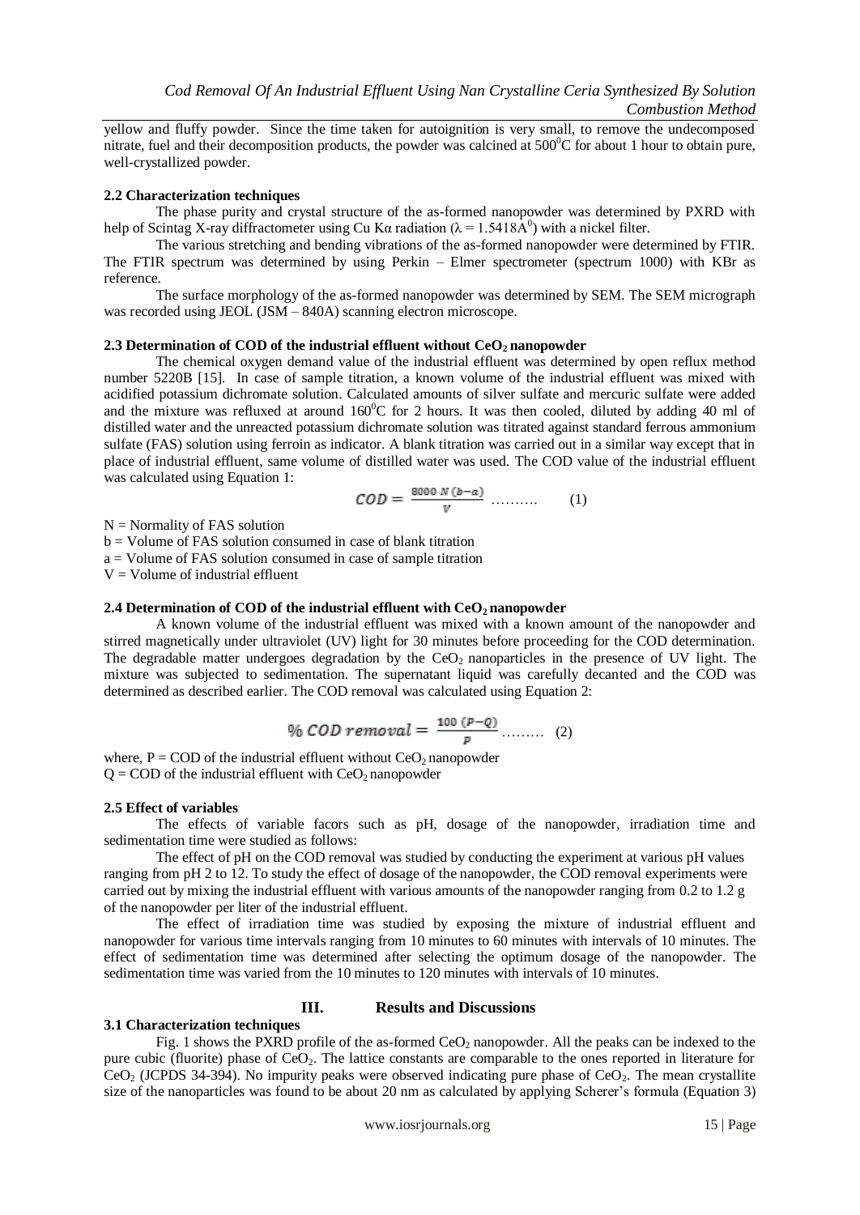yellow and fluffy powder. Since the time taken for autoignition is very small, to remove the undecomposed nitrate, fuel and their decomposition products, the powder was calcined at $500^0C$ for about 1 hour to obtain pure, well-crystallized powder.

### 2.2 Characterization techniques

The phase purity and crystal structure of the as-formed nanopowder was determined by PXRD with help of Scintag X-ray diffractometer using Cu Kα radiation ($\lambda = 1.5418 A^0$) with a nickel filter.

The various stretching and bending vibrations of the as-formed nanopowder were determined by FTIR. The FTIR spectrum was determined by using Perkin – Elmer spectrometer (spectrum 1000) with KBr as reference.

The surface morphology of the as-formed nanopowder was determined by SEM. The SEM micrograph was recorded using JEOL (JSM – 840A) scanning electron microscope.

### 2.3 Determination of COD of the industrial effluent without $CeO_2$ nanopowder

The chemical oxygen demand value of the industrial effluent was determined by open reflux method number 5220B [15]. In case of sample titration, a known volume of the industrial effluent was mixed with acidified potassium dichromate solution. Calculated amounts of silver sulfate and mercuric sulfate were added and the mixture was refluxed at around $160^0C$ for 2 hours. It was then cooled, diluted by adding 40 ml of distilled water and the unreacted potassium dichromate solution was titrated against standard ferrous ammonium sulfate (FAS) solution using ferroin as indicator. A blank titration was carried out in a similar way except that in place of industrial effluent, same volume of distilled water was used. The COD value of the industrial effluent was calculated using Equation 1:

$$COD = \frac{8000\, N\,(b-a)}{V} \quad \ldots\ldots\ldots \quad (1)$$

N = Normality of FAS solution
b = Volume of FAS solution consumed in case of blank titration
a = Volume of FAS solution consumed in case of sample titration
V = Volume of industrial effluent

### 2.4 Determination of COD of the industrial effluent with $CeO_2$ nanopowder

A known volume of the industrial effluent was mixed with a known amount of the nanopowder and stirred magnetically under ultraviolet (UV) light for 30 minutes before proceeding for the COD determination. The degradable matter undergoes degradation by the $CeO_2$ nanoparticles in the presence of UV light. The mixture was subjected to sedimentation. The supernatant liquid was carefully decanted and the COD was determined as described earlier. The COD removal was calculated using Equation 2:

$$\%\, COD\, removal = \frac{100\,(P-Q)}{P} \quad \ldots\ldots\ldots \quad (2)$$

where, P = COD of the industrial effluent without $CeO_2$ nanopowder
Q = COD of the industrial effluent with $CeO_2$ nanopowder

### 2.5 Effect of variables

The effects of variable facors such as pH, dosage of the nanopowder, irradiation time and sedimentation time were studied as follows:

The effect of pH on the COD removal was studied by conducting the experiment at various pH values ranging from pH 2 to 12. To study the effect of dosage of the nanopowder, the COD removal experiments were carried out by mixing the industrial effluent with various amounts of the nanopowder ranging from 0.2 to 1.2 g of the nanopowder per liter of the industrial effluent.

The effect of irradiation time was studied by exposing the mixture of industrial effluent and nanopowder for various time intervals ranging from 10 minutes to 60 minutes with intervals of 10 minutes. The effect of sedimentation time was determined after selecting the optimum dosage of the nanopowder. The sedimentation time was varied from the 10 minutes to 120 minutes with intervals of 10 minutes.

## III. Results and Discussions

### 3.1 Characterization techniques

Fig. 1 shows the PXRD profile of the as-formed $CeO_2$ nanopowder. All the peaks can be indexed to the pure cubic (fluorite) phase of $CeO_2$. The lattice constants are comparable to the ones reported in literature for $CeO_2$ (JCPDS 34-394). No impurity peaks were observed indicating pure phase of $CeO_2$. The mean crystallite size of the nanoparticles was found to be about 20 nm as calculated by applying Scherer's formula (Equation 3)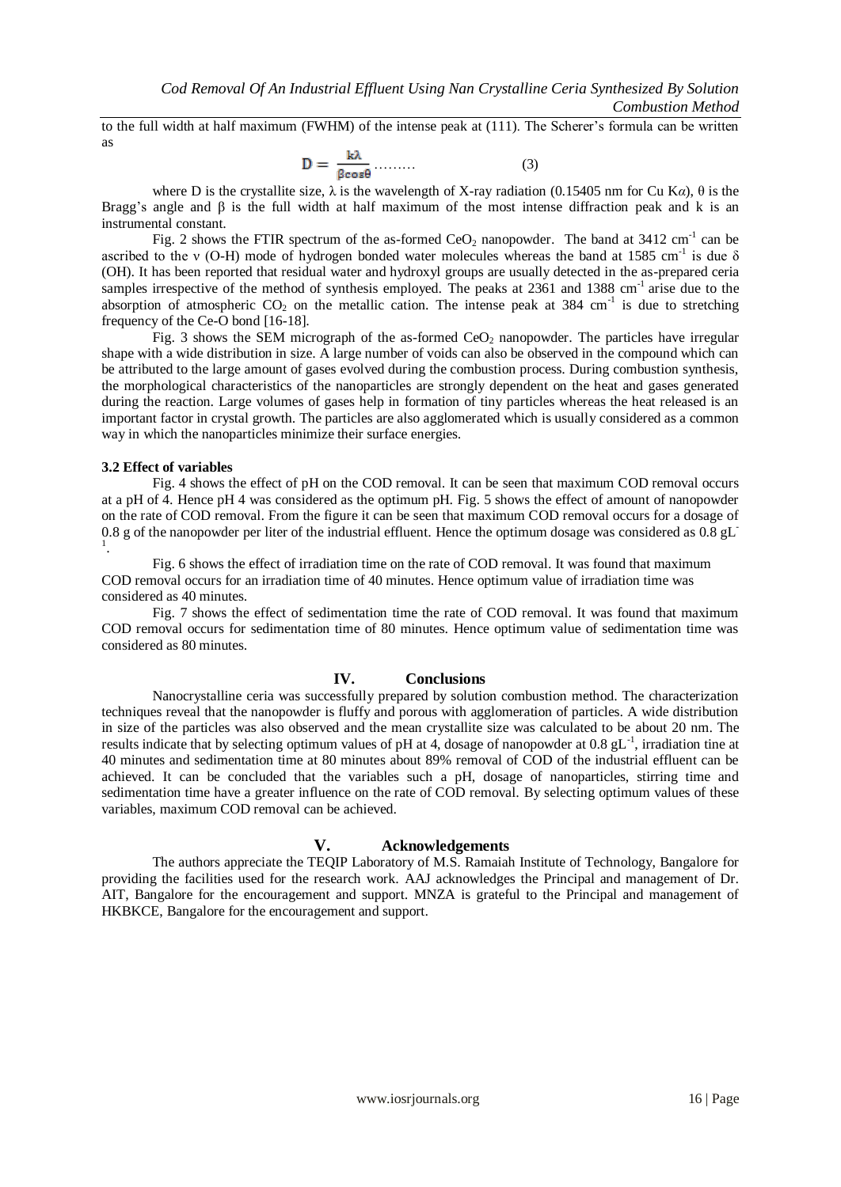to the full width at half maximum (FWHM) of the intense peak at (111). The Scherer's formula can be written as

$$D = \frac{k\lambda}{\beta\cos\theta} \ldots\ldots\ldots \quad (3)$$

where D is the crystallite size, λ is the wavelength of X-ray radiation (0.15405 nm for Cu Kα), θ is the Bragg's angle and β is the full width at half maximum of the most intense diffraction peak and k is an instrumental constant.

Fig. 2 shows the FTIR spectrum of the as-formed $CeO_2$ nanopowder. The band at 3412 $cm^{-1}$ can be ascribed to the ν (O-H) mode of hydrogen bonded water molecules whereas the band at 1585 $cm^{-1}$ is due δ (OH). It has been reported that residual water and hydroxyl groups are usually detected in the as-prepared ceria samples irrespective of the method of synthesis employed. The peaks at 2361 and 1388 $cm^{-1}$ arise due to the absorption of atmospheric $CO_2$ on the metallic cation. The intense peak at 384 $cm^{-1}$ is due to stretching frequency of the Ce-O bond [16-18].

Fig. 3 shows the SEM micrograph of the as-formed $CeO_2$ nanopowder. The particles have irregular shape with a wide distribution in size. A large number of voids can also be observed in the compound which can be attributed to the large amount of gases evolved during the combustion process. During combustion synthesis, the morphological characteristics of the nanoparticles are strongly dependent on the heat and gases generated during the reaction. Large volumes of gases help in formation of tiny particles whereas the heat released is an important factor in crystal growth. The particles are also agglomerated which is usually considered as a common way in which the nanoparticles minimize their surface energies.

### 3.2 Effect of variables

Fig. 4 shows the effect of pH on the COD removal. It can be seen that maximum COD removal occurs at a pH of 4. Hence pH 4 was considered as the optimum pH. Fig. 5 shows the effect of amount of nanopowder on the rate of COD removal. From the figure it can be seen that maximum COD removal occurs for a dosage of 0.8 g of the nanopowder per liter of the industrial effluent. Hence the optimum dosage was considered as 0.8 $gL^{-1}$.

Fig. 6 shows the effect of irradiation time on the rate of COD removal. It was found that maximum COD removal occurs for an irradiation time of 40 minutes. Hence optimum value of irradiation time was considered as 40 minutes.

Fig. 7 shows the effect of sedimentation time the rate of COD removal. It was found that maximum COD removal occurs for sedimentation time of 80 minutes. Hence optimum value of sedimentation time was considered as 80 minutes.

## IV. Conclusions

Nanocrystalline ceria was successfully prepared by solution combustion method. The characterization techniques reveal that the nanopowder is fluffy and porous with agglomeration of particles. A wide distribution in size of the particles was also observed and the mean crystallite size was calculated to be about 20 nm. The results indicate that by selecting optimum values of pH at 4, dosage of nanopowder at 0.8 $gL^{-1}$, irradiation tine at 40 minutes and sedimentation time at 80 minutes about 89% removal of COD of the industrial effluent can be achieved. It can be concluded that the variables such a pH, dosage of nanoparticles, stirring time and sedimentation time have a greater influence on the rate of COD removal. By selecting optimum values of these variables, maximum COD removal can be achieved.

## V. Acknowledgements

The authors appreciate the TEQIP Laboratory of M.S. Ramaiah Institute of Technology, Bangalore for providing the facilities used for the research work. AAJ acknowledges the Principal and management of Dr. AIT, Bangalore for the encouragement and support. MNZA is grateful to the Principal and management of HKBKCE, Bangalore for the encouragement and support.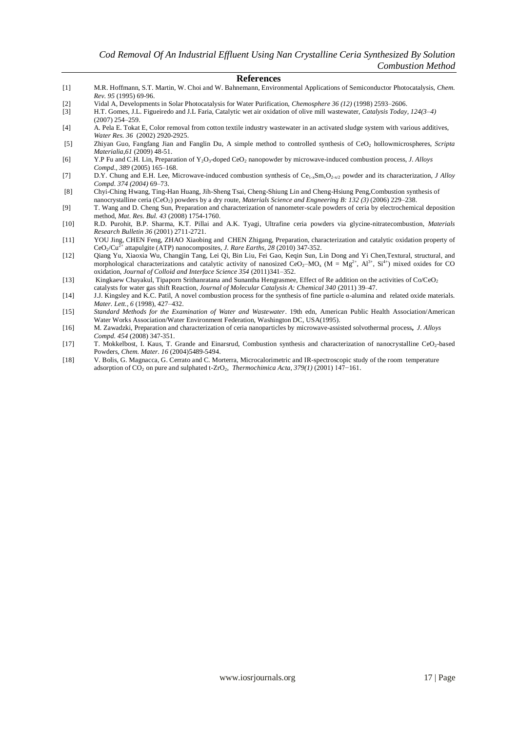## References

[1] M.R. Hoffmann, S.T. Martin, W. Choi and W. Bahnemann, Environmental Applications of Semiconductor Photocatalysis, *Chem. Rev. 95* (1995) 69-96.

[2] Vidal A, Developments in Solar Photocatalysis for Water Purification, *Chemosphere 36 (12)* (1998) 2593–2606.

[3] H.T. Gomes, J.L. Figueiredo and J.L Faria, Catalytic wet air oxidation of olive mill wastewater, *Catalysis Today, 124(3–4)* (2007) 254–259.

[4] A. Pela E. Tokat E, Color removal from cotton textile industry wastewater in an activated sludge system with various additives, *Water Res. 36* (2002) 2920-2925.

[5] Zhiyan Guo, Fangfang Jian and Fanglin Du, A simple method to controlled synthesis of $CeO_2$ hollowmicrospheres, *Scripta Materialia,61* (2009) 48-51.

[6] Y.P Fu and C.H. Lin, Preparation of $Y_2O_3$-doped $CeO_2$ nanopowder by microwave-induced combustion process, *J. Alloys Compd., 389* (2005) 165–168.

[7] D.Y. Chung and E.H. Lee, Microwave-induced combustion synthesis of $Ce_{1-x}Sm_xO_{2-x/2}$ powder and its characterization, *J Alloy Compd. 374 (2004)* 69–73.

[8] Chyi-Ching Hwang, Ting-Han Huang, Jih-Sheng Tsai, Cheng-Shiung Lin and Cheng-Hsiung Peng,Combustion synthesis of nanocrystalline ceria ($CeO_2$) powders by a dry route, *Materials Science and Engneering B: 132 (3)* (2006) 229–238.

[9] T. Wang and D. Cheng Sun, Preparation and characterization of nanometer-scale powders of ceria by electrochemical deposition method, *Mat. Res. Bul. 43* (2008) 1754-1760.

[10] R.D. Purohit, B.P. Sharma, K.T. Pillai and A.K. Tyagi, Ultrafine ceria powders via glycine-nitratecombustion, *Materials Research Bulletin 36* (2001) 2711-2721.

[11] YOU Jing, CHEN Feng, ZHAO Xiaobing and CHEN Zhigang, Preparation, characterization and catalytic oxidation property of $CeO_2/Cu^{2+}$ attapulgite (ATP) nanocomposites, *J. Rare Earths, 28* (2010) 347-352.

[12] Qiang Yu, Xiaoxia Wu, Changjin Tang, Lei Qi, Bin Liu, Fei Gao, Keqin Sun, Lin Dong and Yi Chen,Textural, structural, and morphological characterizations and catalytic activity of nanosized $CeO_2$–$MO_x$ (M = $Mg^{2+}$, $Al^{3+}$, $Si^{4+}$) mixed oxides for CO oxidation, *Journal of Colloid and Interface Science 354* (2011)341–352.

[13] Kingkaew Chayakul, Tipaporn Srithanratana and Sunantha Hengrasmee, Effect of Re addition on the activities of Co/$CeO_2$ catalysts for water gas shift Reaction, *Journal of Molecular Catalysis A: Chemical 340* (2011) 39–47.

[14] J.J. Kingsley and K.C. Patil, A novel combustion process for the synthesis of fine particle α-alumina and related oxide materials. *Mater. Lett., 6* (1998), 427–432.

[15] *Standard Methods for the Examination of Water and Wastewater*. 19th edn, American Public Health Association/American Water Works Association/Water Environment Federation, Washington DC, USA(1995).

[16] M. Zawadzki, Preparation and characterization of ceria nanoparticles by microwave-assisted solvothermal process**,** *J. Alloys Compd. 454* (2008) 347-351.

[17] T. Mokkelbost, I. Kaus, T. Grande and Einarsrud, Combustion synthesis and characterization of nanocrystalline $CeO_2$-based Powders, *Chem. Mater. 16* (2004)5489-5494.

[18] V. Bolis, G. Magnacca, G. Cerrato and C. Morterra, Microcalorimetric and IR-spectroscopic study of the room temperature adsorption of $CO_2$ on pure and sulphated t-$ZrO_2$, *Thermochimica Acta, 379(1)* (2001) 147−161.